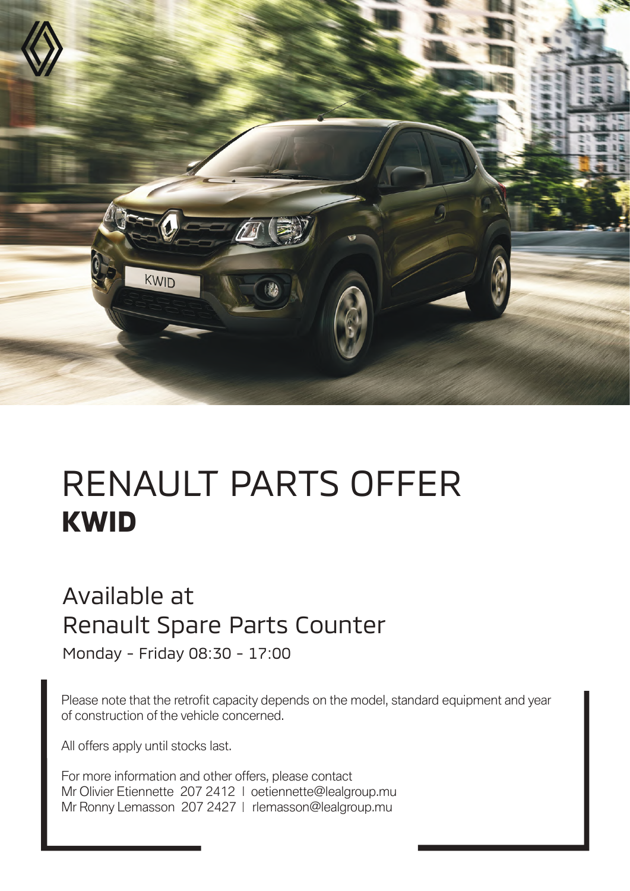# RENAULT PARTS OFFER
## KWID

### Available at Renault Spare Parts Counter

Monday - Friday 08:30 - 17:00

Please note that the retrofit capacity depends on the model, standard equipment and year of construction of the vehicle concerned.

All offers apply until stocks last.

For more information and other offers, please contact
Mr Olivier Etiennette 207 2412 | oetiennette@lealgroup.mu
Mr Ronny Lemasson 207 2427 | rlemasson@lealgroup.mu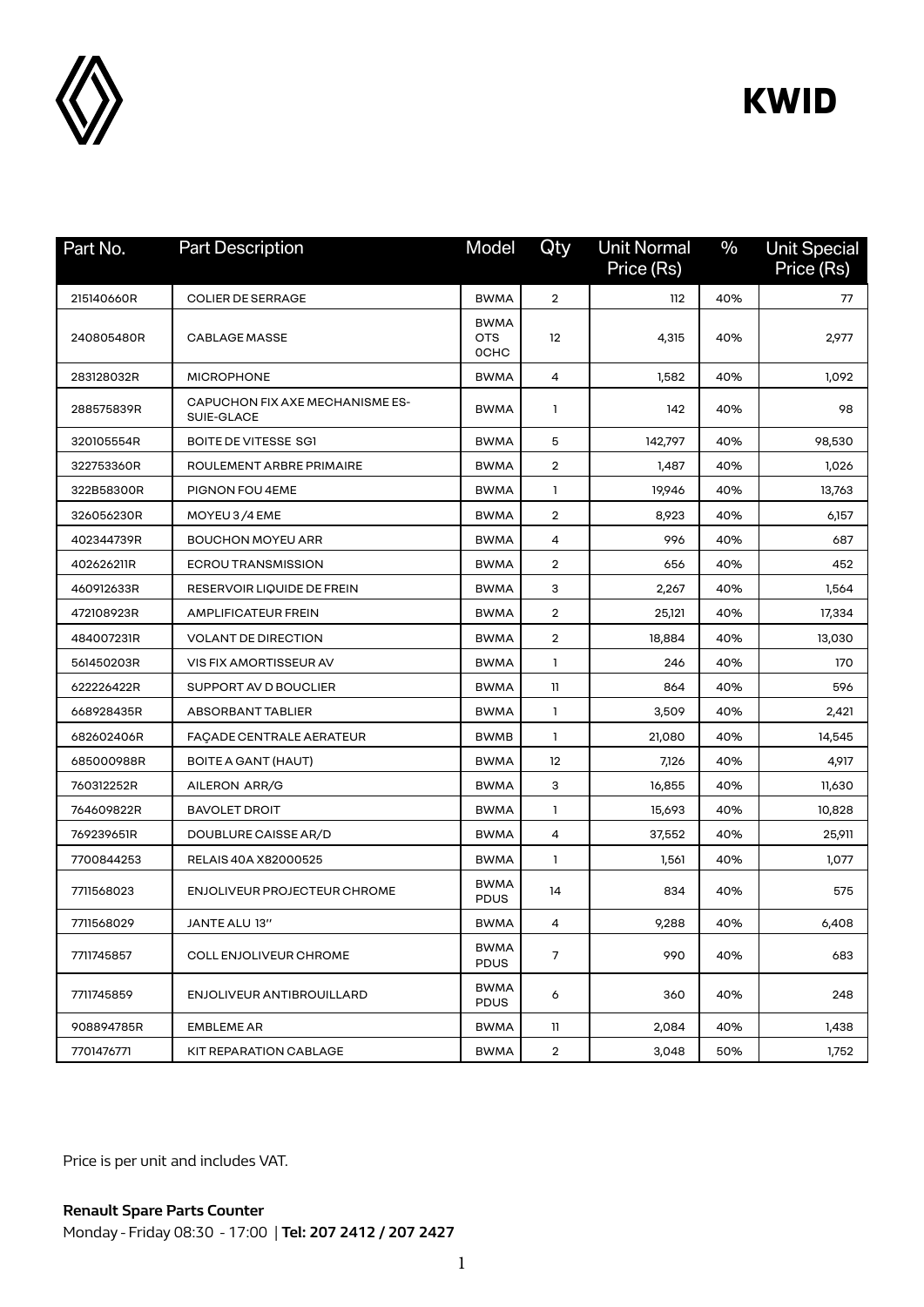# KWID

| Part No. | Part Description | Model | Qty | Unit Normal Price (Rs) | % | Unit Special Price (Rs) |
|---|---|---|---|---|---|---|
| 215140660R | COLIER DE SERRAGE | BWMA | 2 | 112 | 40% | 77 |
| 240805480R | CABLAGE MASSE | BWMA OTS 0CHC | 12 | 4,315 | 40% | 2,977 |
| 283128032R | MICROPHONE | BWMA | 4 | 1,582 | 40% | 1,092 |
| 288575839R | CAPUCHON FIX AXE MECHANISME ES-SUIE-GLACE | BWMA | 1 | 142 | 40% | 98 |
| 320105554R | BOITE DE VITESSE SG1 | BWMA | 5 | 142,797 | 40% | 98,530 |
| 322753360R | ROULEMENT ARBRE PRIMAIRE | BWMA | 2 | 1,487 | 40% | 1,026 |
| 322B58300R | PIGNON FOU 4EME | BWMA | 1 | 19,946 | 40% | 13,763 |
| 326056230R | MOYEU 3 /4 EME | BWMA | 2 | 8,923 | 40% | 6,157 |
| 402344739R | BOUCHON MOYEU ARR | BWMA | 4 | 996 | 40% | 687 |
| 402626211R | ECROU TRANSMISSION | BWMA | 2 | 656 | 40% | 452 |
| 460912633R | RESERVOIR LIQUIDE DE FREIN | BWMA | 3 | 2,267 | 40% | 1,564 |
| 472108923R | AMPLIFICATEUR FREIN | BWMA | 2 | 25,121 | 40% | 17,334 |
| 484007231R | VOLANT DE DIRECTION | BWMA | 2 | 18,884 | 40% | 13,030 |
| 561450203R | VIS FIX AMORTISSEUR AV | BWMA | 1 | 246 | 40% | 170 |
| 622226422R | SUPPORT AV D BOUCLIER | BWMA | 11 | 864 | 40% | 596 |
| 668928435R | ABSORBANT TABLIER | BWMA | 1 | 3,509 | 40% | 2,421 |
| 682602406R | FAÇADE CENTRALE AERATEUR | BWMB | 1 | 21,080 | 40% | 14,545 |
| 685000988R | BOITE A GANT (HAUT) | BWMA | 12 | 7,126 | 40% | 4,917 |
| 760312252R | AILERON ARR/G | BWMA | 3 | 16,855 | 40% | 11,630 |
| 764609822R | BAVOLET DROIT | BWMA | 1 | 15,693 | 40% | 10,828 |
| 769239651R | DOUBLURE CAISSE AR/D | BWMA | 4 | 37,552 | 40% | 25,911 |
| 7700844253 | RELAIS 40A X82000525 | BWMA | 1 | 1,561 | 40% | 1,077 |
| 7711568023 | ENJOLIVEUR PROJECTEUR CHROME | BWMA PDUS | 14 | 834 | 40% | 575 |
| 7711568029 | JANTE ALU 13'' | BWMA | 4 | 9,288 | 40% | 6,408 |
| 7711745857 | COLL ENJOLIVEUR CHROME | BWMA PDUS | 7 | 990 | 40% | 683 |
| 7711745859 | ENJOLIVEUR ANTIBROUILLARD | BWMA PDUS | 6 | 360 | 40% | 248 |
| 908894785R | EMBLEME AR | BWMA | 11 | 2,084 | 40% | 1,438 |
| 7701476771 | KIT REPARATION CABLAGE | BWMA | 2 | 3,048 | 50% | 1,752 |

Price is per unit and includes VAT.

**Renault Spare Parts Counter**
Monday - Friday 08:30 - 17:00 | **Tel: 207 2412 / 207 2427**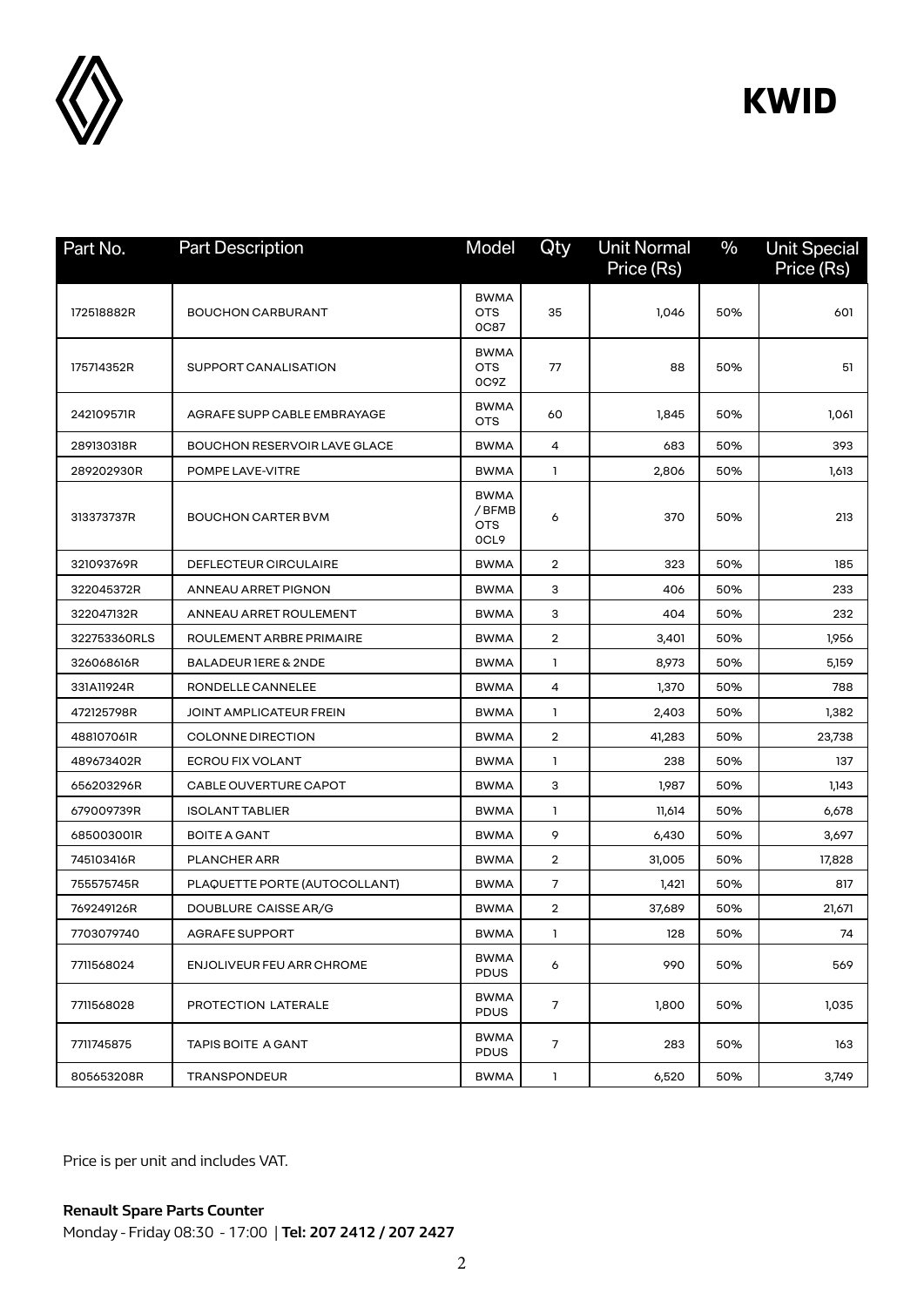# KWID

| Part No. | Part Description | Model | Qty | Unit Normal Price (Rs) | % | Unit Special Price (Rs) |
|---|---|---|---|---|---|---|
| 172518882R | BOUCHON CARBURANT | BWMA OTS 0C87 | 35 | 1,046 | 50% | 601 |
| 175714352R | SUPPORT CANALISATION | BWMA OTS 0C9Z | 77 | 88 | 50% | 51 |
| 242109571R | AGRAFE SUPP CABLE EMBRAYAGE | BWMA OTS | 60 | 1,845 | 50% | 1,061 |
| 289130318R | BOUCHON RESERVOIR LAVE GLACE | BWMA | 4 | 683 | 50% | 393 |
| 289202930R | POMPE LAVE-VITRE | BWMA | 1 | 2,806 | 50% | 1,613 |
| 313373737R | BOUCHON CARTER BVM | BWMA / BFMB OTS 0CL9 | 6 | 370 | 50% | 213 |
| 321093769R | DEFLECTEUR CIRCULAIRE | BWMA | 2 | 323 | 50% | 185 |
| 322045372R | ANNEAU ARRET PIGNON | BWMA | 3 | 406 | 50% | 233 |
| 322047132R | ANNEAU ARRET ROULEMENT | BWMA | 3 | 404 | 50% | 232 |
| 322753360RLS | ROULEMENT ARBRE PRIMAIRE | BWMA | 2 | 3,401 | 50% | 1,956 |
| 326068616R | BALADEUR 1ERE & 2NDE | BWMA | 1 | 8,973 | 50% | 5,159 |
| 331A11924R | RONDELLE CANNELEE | BWMA | 4 | 1,370 | 50% | 788 |
| 472125798R | JOINT AMPLICATEUR FREIN | BWMA | 1 | 2,403 | 50% | 1,382 |
| 488107061R | COLONNE DIRECTION | BWMA | 2 | 41,283 | 50% | 23,738 |
| 489673402R | ECROU FIX VOLANT | BWMA | 1 | 238 | 50% | 137 |
| 656203296R | CABLE OUVERTURE CAPOT | BWMA | 3 | 1,987 | 50% | 1,143 |
| 679009739R | ISOLANT TABLIER | BWMA | 1 | 11,614 | 50% | 6,678 |
| 685003001R | BOITE A GANT | BWMA | 9 | 6,430 | 50% | 3,697 |
| 745103416R | PLANCHER ARR | BWMA | 2 | 31,005 | 50% | 17,828 |
| 755575745R | PLAQUETTE PORTE (AUTOCOLLANT) | BWMA | 7 | 1,421 | 50% | 817 |
| 769249126R | DOUBLURE CAISSE AR/G | BWMA | 2 | 37,689 | 50% | 21,671 |
| 7703079740 | AGRAFE SUPPORT | BWMA | 1 | 128 | 50% | 74 |
| 7711568024 | ENJOLIVEUR FEU ARR CHROME | BWMA PDUS | 6 | 990 | 50% | 569 |
| 7711568028 | PROTECTION LATERALE | BWMA PDUS | 7 | 1,800 | 50% | 1,035 |
| 7711745875 | TAPIS BOITE A GANT | BWMA PDUS | 7 | 283 | 50% | 163 |
| 805653208R | TRANSPONDEUR | BWMA | 1 | 6,520 | 50% | 3,749 |

Price is per unit and includes VAT.

**Renault Spare Parts Counter**
Monday - Friday 08:30 - 17:00 | **Tel: 207 2412 / 207 2427**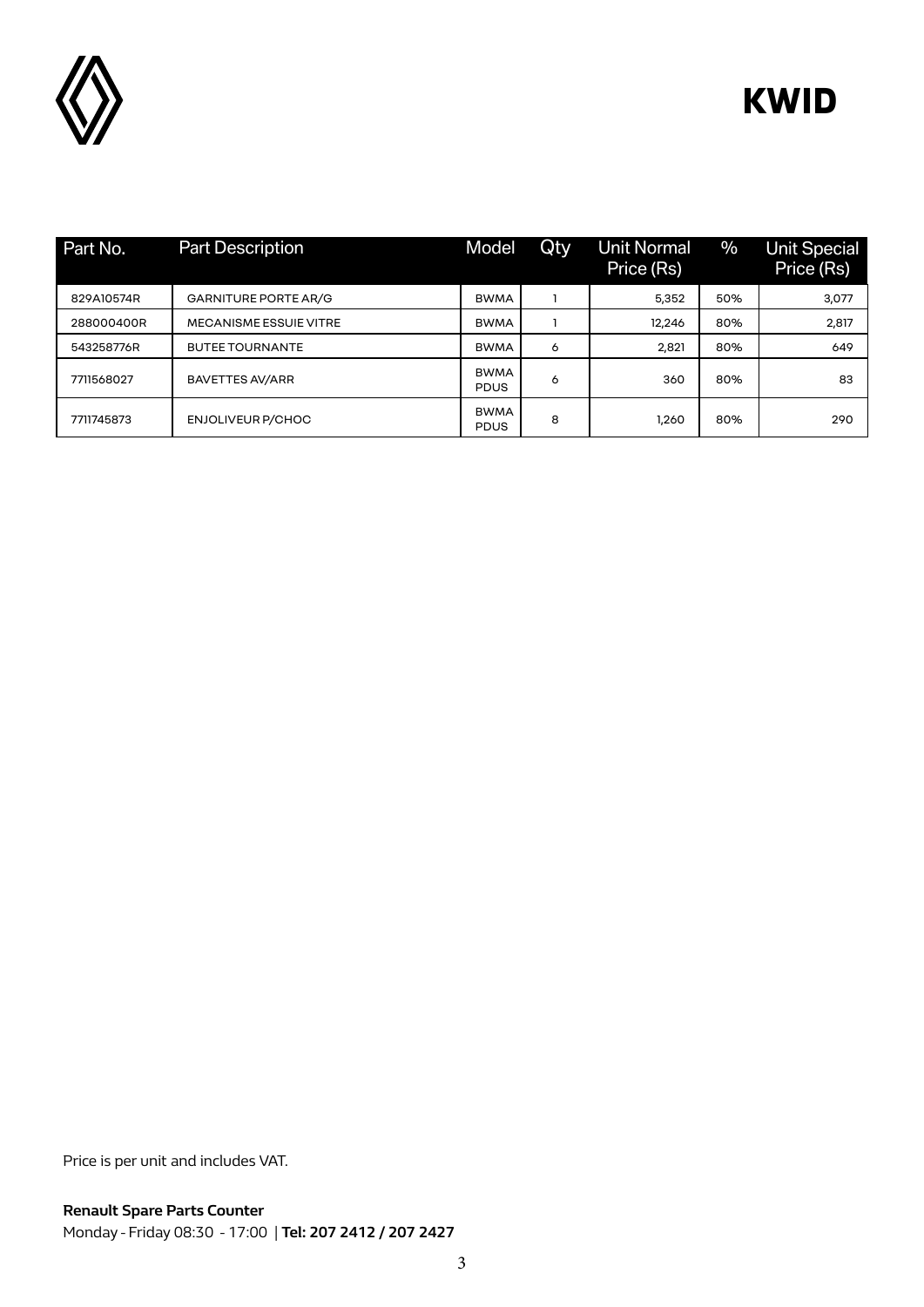# KWID

| Part No. | Part Description | Model | Qty | Unit Normal Price (Rs) | % | Unit Special Price (Rs) |
|---|---|---|---|---|---|---|
| 829A10574R | GARNITURE PORTE AR/G | BWMA | 1 | 5,352 | 50% | 3,077 |
| 288000400R | MECANISME ESSUIE VITRE | BWMA | 1 | 12,246 | 80% | 2,817 |
| 543258776R | BUTEE TOURNANTE | BWMA | 6 | 2,821 | 80% | 649 |
| 7711568027 | BAVETTES AV/ARR | BWMA PDUS | 6 | 360 | 80% | 83 |
| 7711745873 | ENJOLIVEUR P/CHOC | BWMA PDUS | 8 | 1,260 | 80% | 290 |

Price is per unit and includes VAT.

**Renault Spare Parts Counter**
Monday - Friday 08:30 - 17:00 | **Tel: 207 2412 / 207 2427**